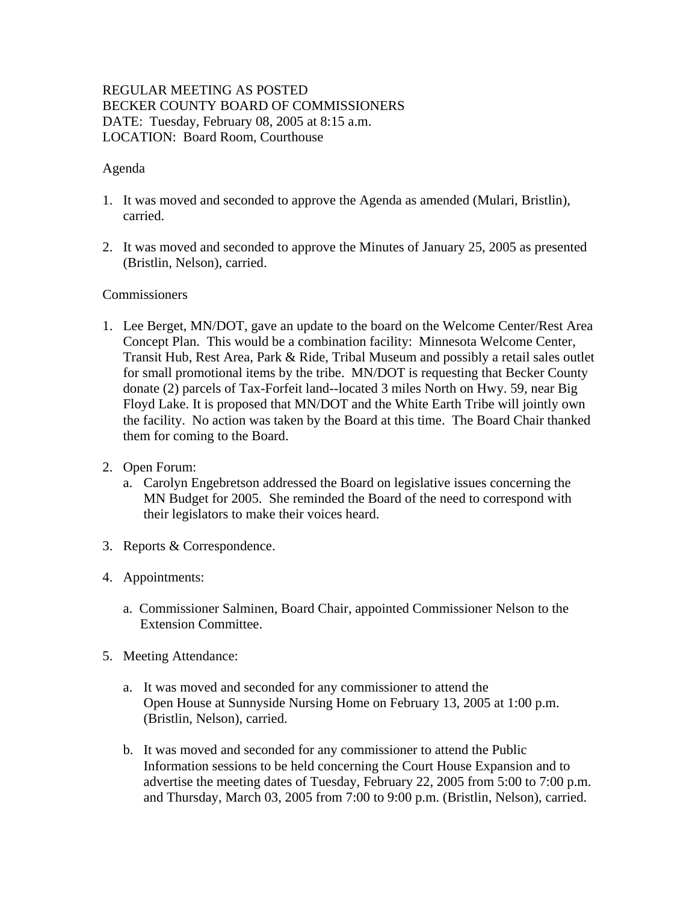REGULAR MEETING AS POSTED
BECKER COUNTY BOARD OF COMMISSIONERS
DATE: Tuesday, February 08, 2005 at 8:15 a.m.
LOCATION: Board Room, Courthouse

Agenda

1. It was moved and seconded to approve the Agenda as amended (Mulari, Bristlin), carried.

2. It was moved and seconded to approve the Minutes of January 25, 2005 as presented (Bristlin, Nelson), carried.

Commissioners

1. Lee Berget, MN/DOT, gave an update to the board on the Welcome Center/Rest Area Concept Plan. This would be a combination facility: Minnesota Welcome Center, Transit Hub, Rest Area, Park & Ride, Tribal Museum and possibly a retail sales outlet for small promotional items by the tribe. MN/DOT is requesting that Becker County donate (2) parcels of Tax-Forfeit land--located 3 miles North on Hwy. 59, near Big Floyd Lake. It is proposed that MN/DOT and the White Earth Tribe will jointly own the facility. No action was taken by the Board at this time. The Board Chair thanked them for coming to the Board.

2. Open Forum:
   a. Carolyn Engebretson addressed the Board on legislative issues concerning the MN Budget for 2005. She reminded the Board of the need to correspond with their legislators to make their voices heard.

3. Reports & Correspondence.

4. Appointments:

   a. Commissioner Salminen, Board Chair, appointed Commissioner Nelson to the Extension Committee.

5. Meeting Attendance:

   a. It was moved and seconded for any commissioner to attend the Open House at Sunnyside Nursing Home on February 13, 2005 at 1:00 p.m. (Bristlin, Nelson), carried.

   b. It was moved and seconded for any commissioner to attend the Public Information sessions to be held concerning the Court House Expansion and to advertise the meeting dates of Tuesday, February 22, 2005 from 5:00 to 7:00 p.m. and Thursday, March 03, 2005 from 7:00 to 9:00 p.m. (Bristlin, Nelson), carried.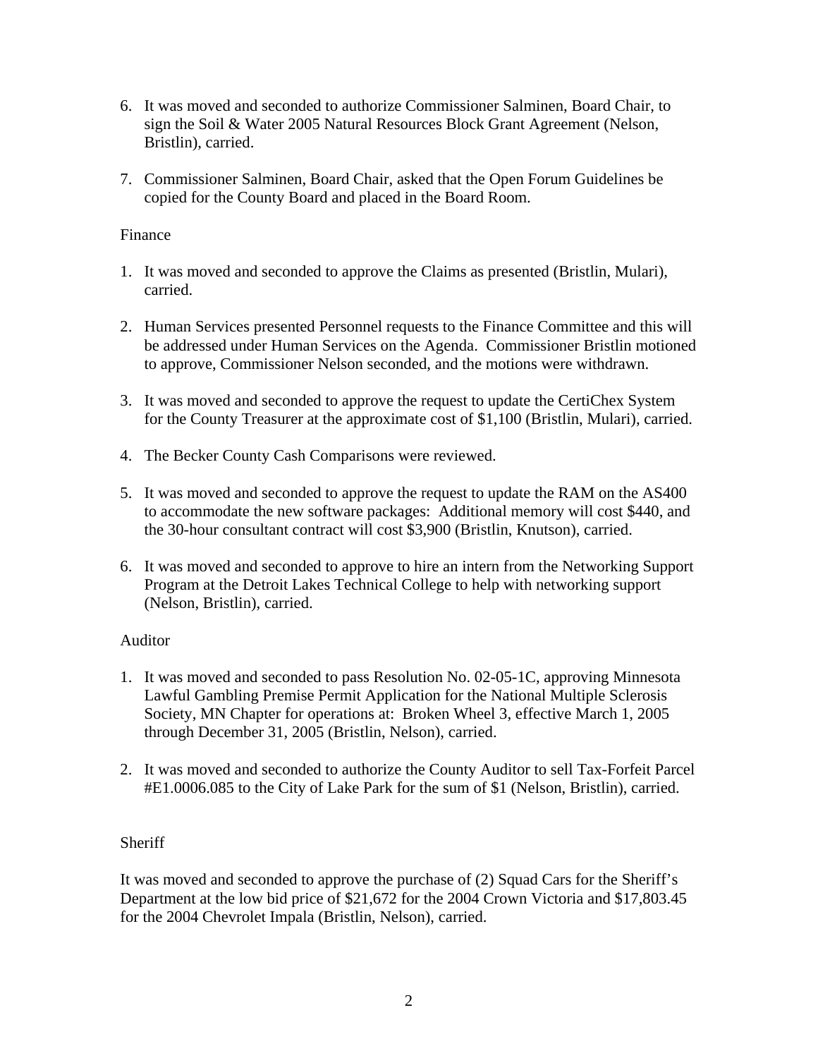6. It was moved and seconded to authorize Commissioner Salminen, Board Chair, to sign the Soil & Water 2005 Natural Resources Block Grant Agreement (Nelson, Bristlin), carried.

7. Commissioner Salminen, Board Chair, asked that the Open Forum Guidelines be copied for the County Board and placed in the Board Room.

Finance

1. It was moved and seconded to approve the Claims as presented (Bristlin, Mulari), carried.

2. Human Services presented Personnel requests to the Finance Committee and this will be addressed under Human Services on the Agenda. Commissioner Bristlin motioned to approve, Commissioner Nelson seconded, and the motions were withdrawn.

3. It was moved and seconded to approve the request to update the CertiChex System for the County Treasurer at the approximate cost of $1,100 (Bristlin, Mulari), carried.

4. The Becker County Cash Comparisons were reviewed.

5. It was moved and seconded to approve the request to update the RAM on the AS400 to accommodate the new software packages: Additional memory will cost $440, and the 30-hour consultant contract will cost $3,900 (Bristlin, Knutson), carried.

6. It was moved and seconded to approve to hire an intern from the Networking Support Program at the Detroit Lakes Technical College to help with networking support (Nelson, Bristlin), carried.

Auditor

1. It was moved and seconded to pass Resolution No. 02-05-1C, approving Minnesota Lawful Gambling Premise Permit Application for the National Multiple Sclerosis Society, MN Chapter for operations at: Broken Wheel 3, effective March 1, 2005 through December 31, 2005 (Bristlin, Nelson), carried.

2. It was moved and seconded to authorize the County Auditor to sell Tax-Forfeit Parcel #E1.0006.085 to the City of Lake Park for the sum of $1 (Nelson, Bristlin), carried.

Sheriff

It was moved and seconded to approve the purchase of (2) Squad Cars for the Sheriff's Department at the low bid price of $21,672 for the 2004 Crown Victoria and $17,803.45 for the 2004 Chevrolet Impala (Bristlin, Nelson), carried.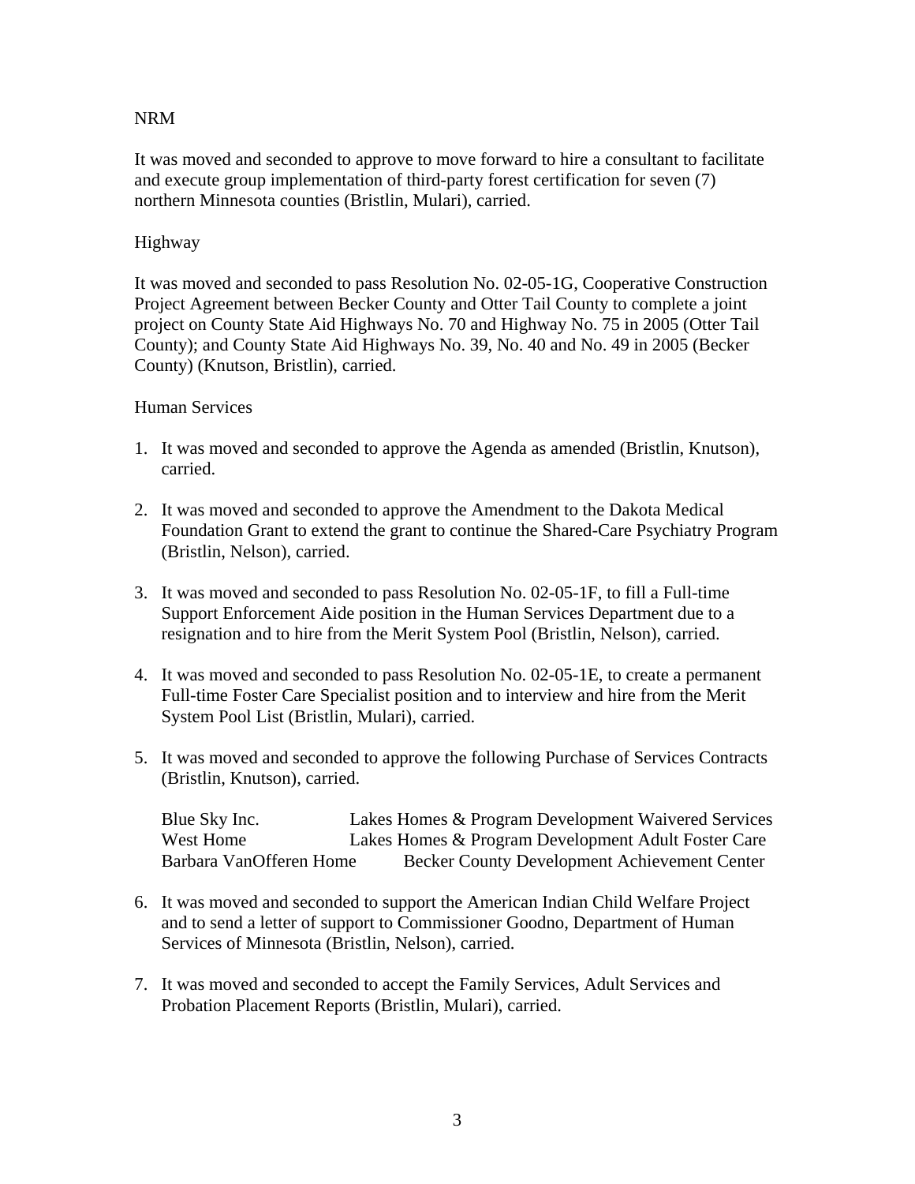NRM

It was moved and seconded to approve to move forward to hire a consultant to facilitate and execute group implementation of third-party forest certification for seven (7) northern Minnesota counties (Bristlin, Mulari), carried.

Highway

It was moved and seconded to pass Resolution No. 02-05-1G, Cooperative Construction Project Agreement between Becker County and Otter Tail County to complete a joint project on County State Aid Highways No. 70 and Highway No. 75 in 2005 (Otter Tail County); and County State Aid Highways No. 39, No. 40 and No. 49 in 2005 (Becker County) (Knutson, Bristlin), carried.

Human Services

1. It was moved and seconded to approve the Agenda as amended (Bristlin, Knutson), carried.

2. It was moved and seconded to approve the Amendment to the Dakota Medical Foundation Grant to extend the grant to continue the Shared-Care Psychiatry Program (Bristlin, Nelson), carried.

3. It was moved and seconded to pass Resolution No. 02-05-1F, to fill a Full-time Support Enforcement Aide position in the Human Services Department due to a resignation and to hire from the Merit System Pool (Bristlin, Nelson), carried.

4. It was moved and seconded to pass Resolution No. 02-05-1E, to create a permanent Full-time Foster Care Specialist position and to interview and hire from the Merit System Pool List (Bristlin, Mulari), carried.

5. It was moved and seconded to approve the following Purchase of Services Contracts (Bristlin, Knutson), carried.

| | |
|---|---|
| Blue Sky Inc. | Lakes Homes & Program Development Waivered Services |
| West Home | Lakes Homes & Program Development Adult Foster Care |
| Barbara VanOfferen Home | Becker County Development Achievement Center |

6. It was moved and seconded to support the American Indian Child Welfare Project and to send a letter of support to Commissioner Goodno, Department of Human Services of Minnesota (Bristlin, Nelson), carried.

7. It was moved and seconded to accept the Family Services, Adult Services and Probation Placement Reports (Bristlin, Mulari), carried.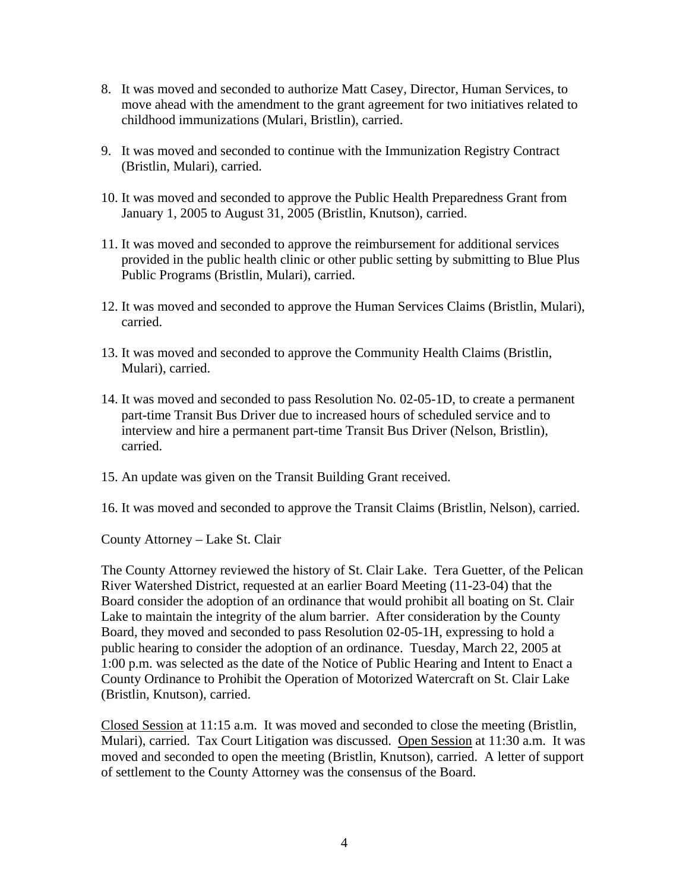8. It was moved and seconded to authorize Matt Casey, Director, Human Services, to move ahead with the amendment to the grant agreement for two initiatives related to childhood immunizations (Mulari, Bristlin), carried.

9. It was moved and seconded to continue with the Immunization Registry Contract (Bristlin, Mulari), carried.

10. It was moved and seconded to approve the Public Health Preparedness Grant from January 1, 2005 to August 31, 2005 (Bristlin, Knutson), carried.

11. It was moved and seconded to approve the reimbursement for additional services provided in the public health clinic or other public setting by submitting to Blue Plus Public Programs (Bristlin, Mulari), carried.

12. It was moved and seconded to approve the Human Services Claims (Bristlin, Mulari), carried.

13. It was moved and seconded to approve the Community Health Claims (Bristlin, Mulari), carried.

14. It was moved and seconded to pass Resolution No. 02-05-1D, to create a permanent part-time Transit Bus Driver due to increased hours of scheduled service and to interview and hire a permanent part-time Transit Bus Driver (Nelson, Bristlin), carried.

15. An update was given on the Transit Building Grant received.

16. It was moved and seconded to approve the Transit Claims (Bristlin, Nelson), carried.

County Attorney – Lake St. Clair

The County Attorney reviewed the history of St. Clair Lake. Tera Guetter, of the Pelican River Watershed District, requested at an earlier Board Meeting (11-23-04) that the Board consider the adoption of an ordinance that would prohibit all boating on St. Clair Lake to maintain the integrity of the alum barrier. After consideration by the County Board, they moved and seconded to pass Resolution 02-05-1H, expressing to hold a public hearing to consider the adoption of an ordinance. Tuesday, March 22, 2005 at 1:00 p.m. was selected as the date of the Notice of Public Hearing and Intent to Enact a County Ordinance to Prohibit the Operation of Motorized Watercraft on St. Clair Lake (Bristlin, Knutson), carried.

<u>Closed Session</u> at 11:15 a.m. It was moved and seconded to close the meeting (Bristlin, Mulari), carried. Tax Court Litigation was discussed. <u>Open Session</u> at 11:30 a.m. It was moved and seconded to open the meeting (Bristlin, Knutson), carried. A letter of support of settlement to the County Attorney was the consensus of the Board.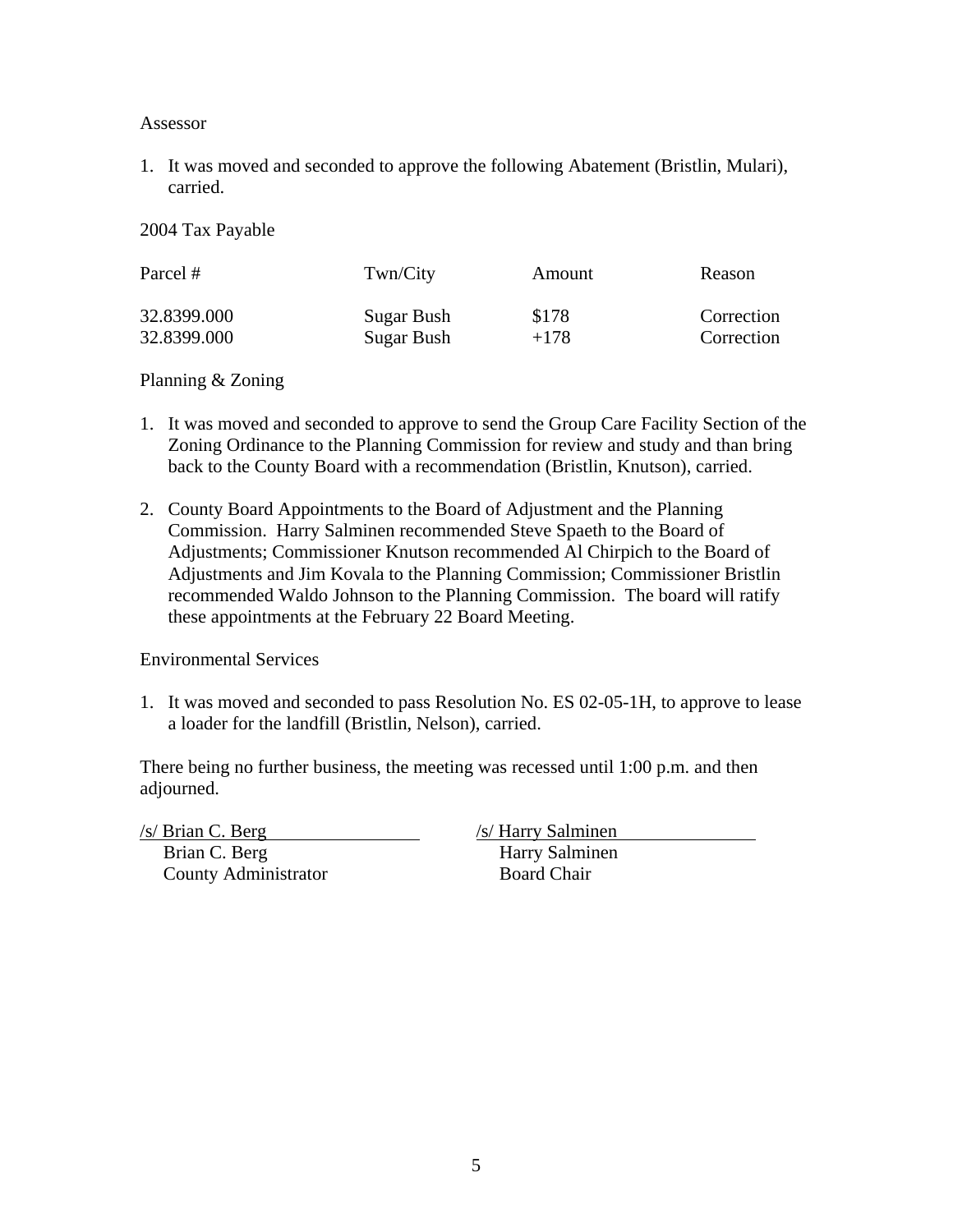Assessor

1. It was moved and seconded to approve the following Abatement (Bristlin, Mulari), carried.

2004 Tax Payable

| Parcel # | Twn/City | Amount | Reason |
|---|---|---|---|
| 32.8399.000 | Sugar Bush | $178 | Correction |
| 32.8399.000 | Sugar Bush | +178 | Correction |

Planning & Zoning

1. It was moved and seconded to approve to send the Group Care Facility Section of the Zoning Ordinance to the Planning Commission for review and study and than bring back to the County Board with a recommendation (Bristlin, Knutson), carried.

2. County Board Appointments to the Board of Adjustment and the Planning Commission. Harry Salminen recommended Steve Spaeth to the Board of Adjustments; Commissioner Knutson recommended Al Chirpich to the Board of Adjustments and Jim Kovala to the Planning Commission; Commissioner Bristlin recommended Waldo Johnson to the Planning Commission. The board will ratify these appointments at the February 22 Board Meeting.

Environmental Services

1. It was moved and seconded to pass Resolution No. ES 02-05-1H, to approve to lease a loader for the landfill (Bristlin, Nelson), carried.

There being no further business, the meeting was recessed until 1:00 p.m. and then adjourned.

/s/ Brian C. Berg
Brian C. Berg
County Administrator

/s/ Harry Salminen
Harry Salminen
Board Chair